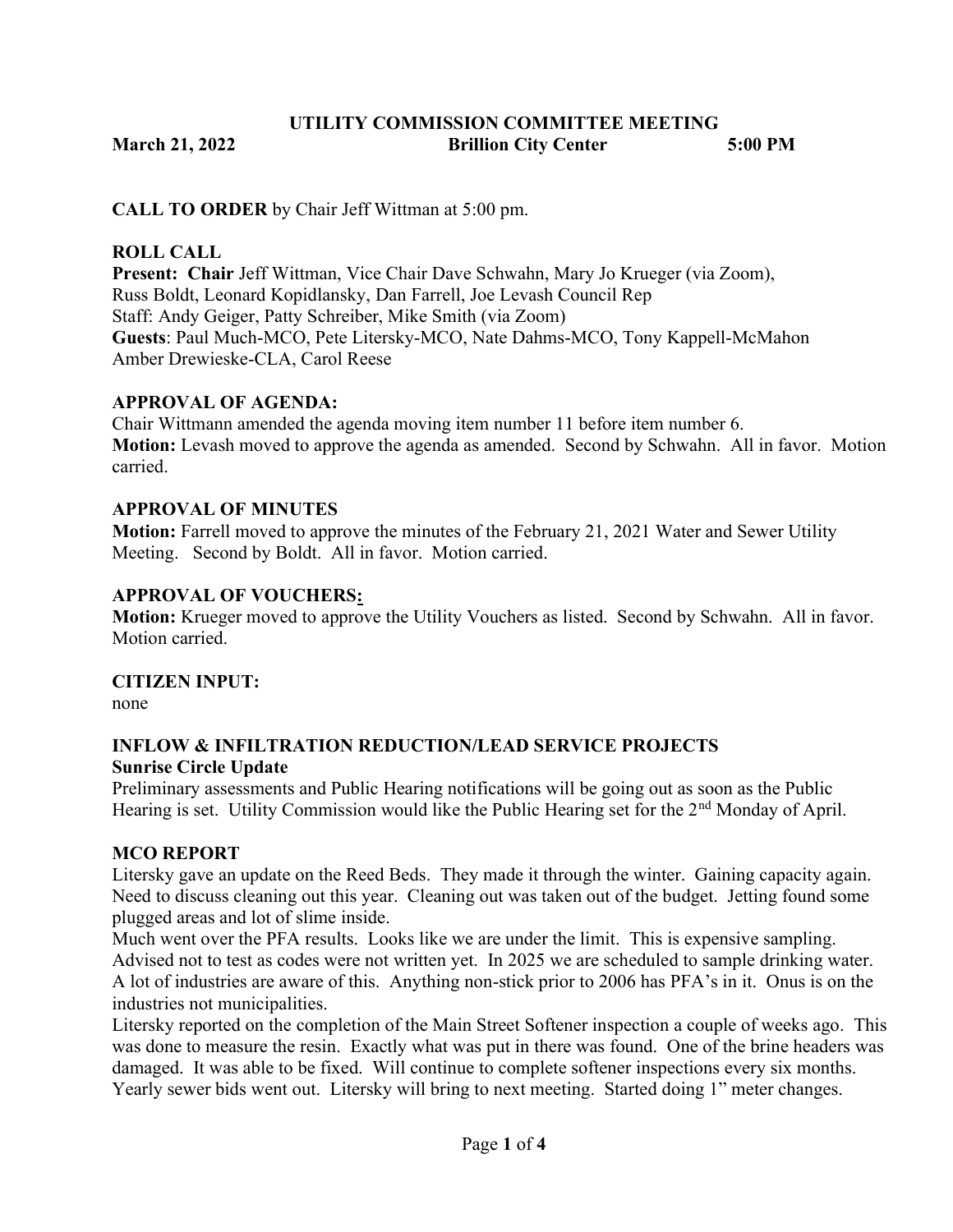# UTILITY COMMISSION COMMITTEE MEETING

**March 21, 2022** **Brillion City Center** **5:00 PM**

**CALL TO ORDER** by Chair Jeff Wittman at 5:00 pm.

**ROLL CALL**

**Present:** **Chair** Jeff Wittman, Vice Chair Dave Schwahn, Mary Jo Krueger (via Zoom), Russ Boldt, Leonard Kopidlansky, Dan Farrell, Joe Levash Council Rep

Staff: Andy Geiger, Patty Schreiber, Mike Smith (via Zoom)

**Guests**: Paul Much-MCO, Pete Litersky-MCO, Nate Dahms-MCO, Tony Kappell-McMahon Amber Drewieske-CLA, Carol Reese

**APPROVAL OF AGENDA:**

Chair Wittmann amended the agenda moving item number 11 before item number 6.

**Motion:** Levash moved to approve the agenda as amended. Second by Schwahn. All in favor. Motion carried.

**APPROVAL OF MINUTES**

**Motion:** Farrell moved to approve the minutes of the February 21, 2021 Water and Sewer Utility Meeting. Second by Boldt. All in favor. Motion carried.

**APPROVAL OF VOUCHERS:**

**Motion:** Krueger moved to approve the Utility Vouchers as listed. Second by Schwahn. All in favor. Motion carried.

**CITIZEN INPUT:**

none

**INFLOW & INFILTRATION REDUCTION/LEAD SERVICE PROJECTS**

**Sunrise Circle Update**

Preliminary assessments and Public Hearing notifications will be going out as soon as the Public Hearing is set. Utility Commission would like the Public Hearing set for the 2nd Monday of April.

**MCO REPORT**

Litersky gave an update on the Reed Beds. They made it through the winter. Gaining capacity again. Need to discuss cleaning out this year. Cleaning out was taken out of the budget. Jetting found some plugged areas and lot of slime inside.

Much went over the PFA results. Looks like we are under the limit. This is expensive sampling. Advised not to test as codes were not written yet. In 2025 we are scheduled to sample drinking water. A lot of industries are aware of this. Anything non-stick prior to 2006 has PFA's in it. Onus is on the industries not municipalities.

Litersky reported on the completion of the Main Street Softener inspection a couple of weeks ago. This was done to measure the resin. Exactly what was put in there was found. One of the brine headers was damaged. It was able to be fixed. Will continue to complete softener inspections every six months. Yearly sewer bids went out. Litersky will bring to next meeting. Started doing 1" meter changes.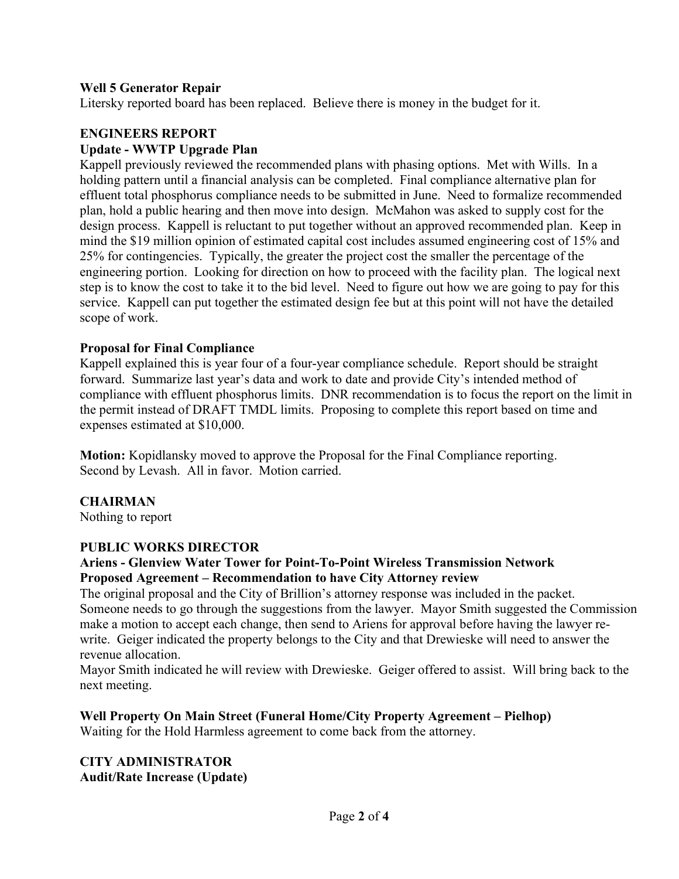**Well 5 Generator Repair**
Litersky reported board has been replaced. Believe there is money in the budget for it.

**ENGINEERS REPORT**
**Update - WWTP Upgrade Plan**
Kappell previously reviewed the recommended plans with phasing options. Met with Wills. In a holding pattern until a financial analysis can be completed. Final compliance alternative plan for effluent total phosphorus compliance needs to be submitted in June. Need to formalize recommended plan, hold a public hearing and then move into design. McMahon was asked to supply cost for the design process. Kappell is reluctant to put together without an approved recommended plan. Keep in mind the $19 million opinion of estimated capital cost includes assumed engineering cost of 15% and 25% for contingencies. Typically, the greater the project cost the smaller the percentage of the engineering portion. Looking for direction on how to proceed with the facility plan. The logical next step is to know the cost to take it to the bid level. Need to figure out how we are going to pay for this service. Kappell can put together the estimated design fee but at this point will not have the detailed scope of work.

**Proposal for Final Compliance**
Kappell explained this is year four of a four-year compliance schedule. Report should be straight forward. Summarize last year's data and work to date and provide City's intended method of compliance with effluent phosphorus limits. DNR recommendation is to focus the report on the limit in the permit instead of DRAFT TMDL limits. Proposing to complete this report based on time and expenses estimated at $10,000.

**Motion:** Kopidlansky moved to approve the Proposal for the Final Compliance reporting. Second by Levash. All in favor. Motion carried.

**CHAIRMAN**
Nothing to report

**PUBLIC WORKS DIRECTOR**
**Ariens - Glenview Water Tower for Point-To-Point Wireless Transmission Network Proposed Agreement – Recommendation to have City Attorney review**
The original proposal and the City of Brillion's attorney response was included in the packet. Someone needs to go through the suggestions from the lawyer. Mayor Smith suggested the Commission make a motion to accept each change, then send to Ariens for approval before having the lawyer re-write. Geiger indicated the property belongs to the City and that Drewieske will need to answer the revenue allocation.
Mayor Smith indicated he will review with Drewieske. Geiger offered to assist. Will bring back to the next meeting.

**Well Property On Main Street (Funeral Home/City Property Agreement – Pielhop)**
Waiting for the Hold Harmless agreement to come back from the attorney.

**CITY ADMINISTRATOR**
**Audit/Rate Increase (Update)**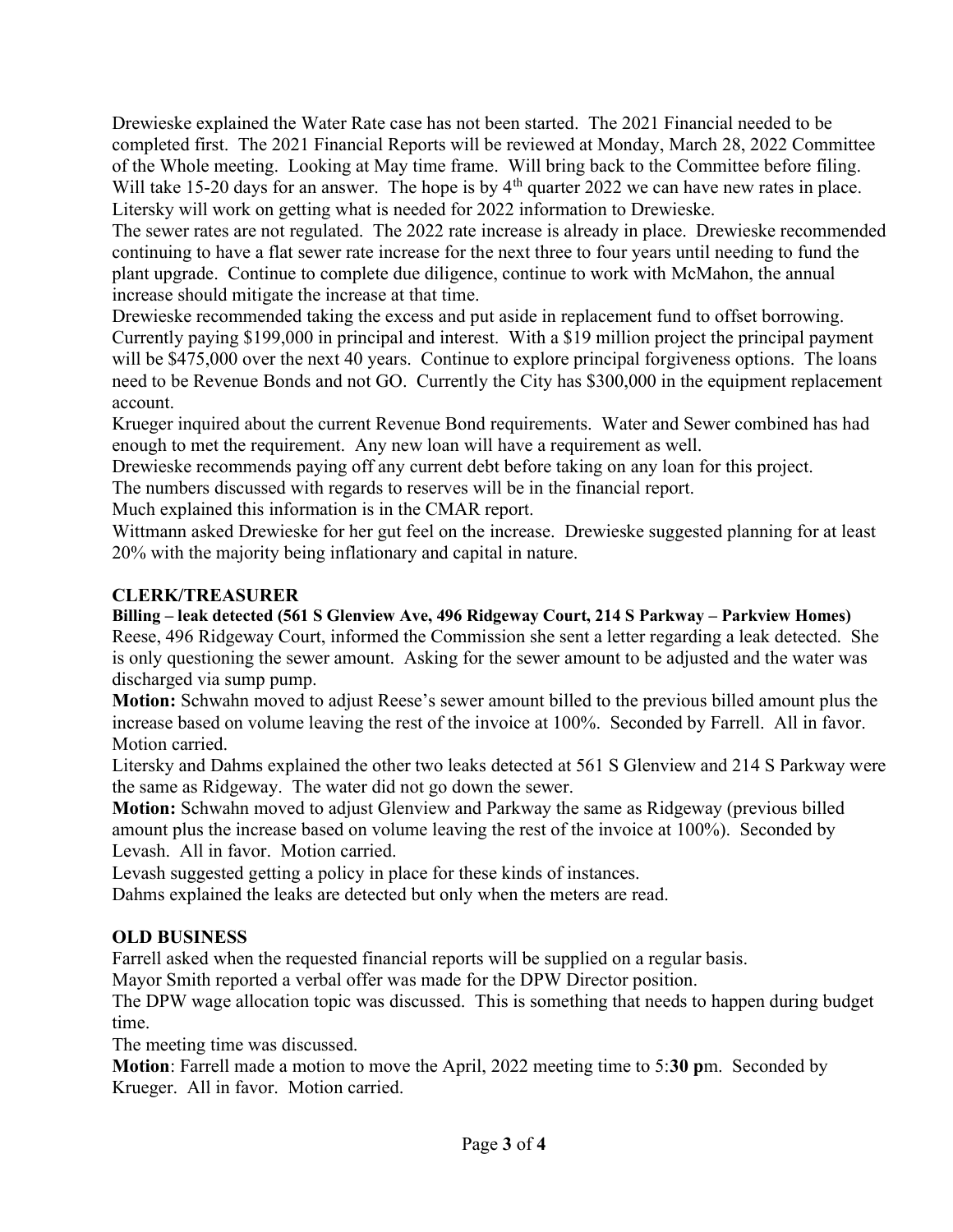Drewieske explained the Water Rate case has not been started. The 2021 Financial needed to be completed first. The 2021 Financial Reports will be reviewed at Monday, March 28, 2022 Committee of the Whole meeting. Looking at May time frame. Will bring back to the Committee before filing. Will take 15-20 days for an answer. The hope is by 4th quarter 2022 we can have new rates in place. Litersky will work on getting what is needed for 2022 information to Drewieske.

The sewer rates are not regulated. The 2022 rate increase is already in place. Drewieske recommended continuing to have a flat sewer rate increase for the next three to four years until needing to fund the plant upgrade. Continue to complete due diligence, continue to work with McMahon, the annual increase should mitigate the increase at that time.

Drewieske recommended taking the excess and put aside in replacement fund to offset borrowing. Currently paying $199,000 in principal and interest. With a $19 million project the principal payment will be $475,000 over the next 40 years. Continue to explore principal forgiveness options. The loans need to be Revenue Bonds and not GO. Currently the City has $300,000 in the equipment replacement account.

Krueger inquired about the current Revenue Bond requirements. Water and Sewer combined has had enough to met the requirement. Any new loan will have a requirement as well.

Drewieske recommends paying off any current debt before taking on any loan for this project.

The numbers discussed with regards to reserves will be in the financial report.

Much explained this information is in the CMAR report.

Wittmann asked Drewieske for her gut feel on the increase. Drewieske suggested planning for at least 20% with the majority being inflationary and capital in nature.

## CLERK/TREASURER

**Billing – leak detected (561 S Glenview Ave, 496 Ridgeway Court, 214 S Parkway – Parkview Homes)**

Reese, 496 Ridgeway Court, informed the Commission she sent a letter regarding a leak detected. She is only questioning the sewer amount. Asking for the sewer amount to be adjusted and the water was discharged via sump pump.

**Motion:** Schwahn moved to adjust Reese's sewer amount billed to the previous billed amount plus the increase based on volume leaving the rest of the invoice at 100%. Seconded by Farrell. All in favor. Motion carried.

Litersky and Dahms explained the other two leaks detected at 561 S Glenview and 214 S Parkway were the same as Ridgeway. The water did not go down the sewer.

**Motion:** Schwahn moved to adjust Glenview and Parkway the same as Ridgeway (previous billed amount plus the increase based on volume leaving the rest of the invoice at 100%). Seconded by Levash. All in favor. Motion carried.

Levash suggested getting a policy in place for these kinds of instances.

Dahms explained the leaks are detected but only when the meters are read.

## OLD BUSINESS

Farrell asked when the requested financial reports will be supplied on a regular basis.

Mayor Smith reported a verbal offer was made for the DPW Director position.

The DPW wage allocation topic was discussed. This is something that needs to happen during budget time.

The meeting time was discussed.

**Motion**: Farrell made a motion to move the April, 2022 meeting time to 5:**30 p**m. Seconded by Krueger. All in favor. Motion carried.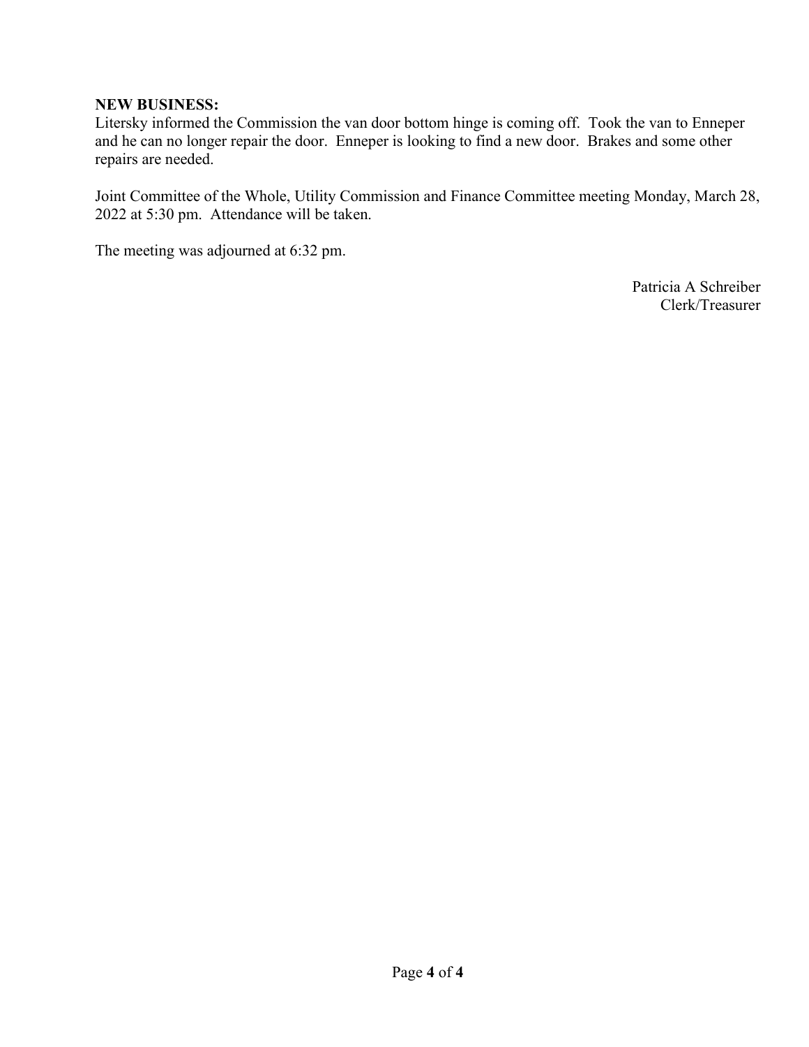**NEW BUSINESS:**

Litersky informed the Commission the van door bottom hinge is coming off. Took the van to Enneper and he can no longer repair the door. Enneper is looking to find a new door. Brakes and some other repairs are needed.

Joint Committee of the Whole, Utility Commission and Finance Committee meeting Monday, March 28, 2022 at 5:30 pm. Attendance will be taken.

The meeting was adjourned at 6:32 pm.

Patricia A Schreiber
Clerk/Treasurer